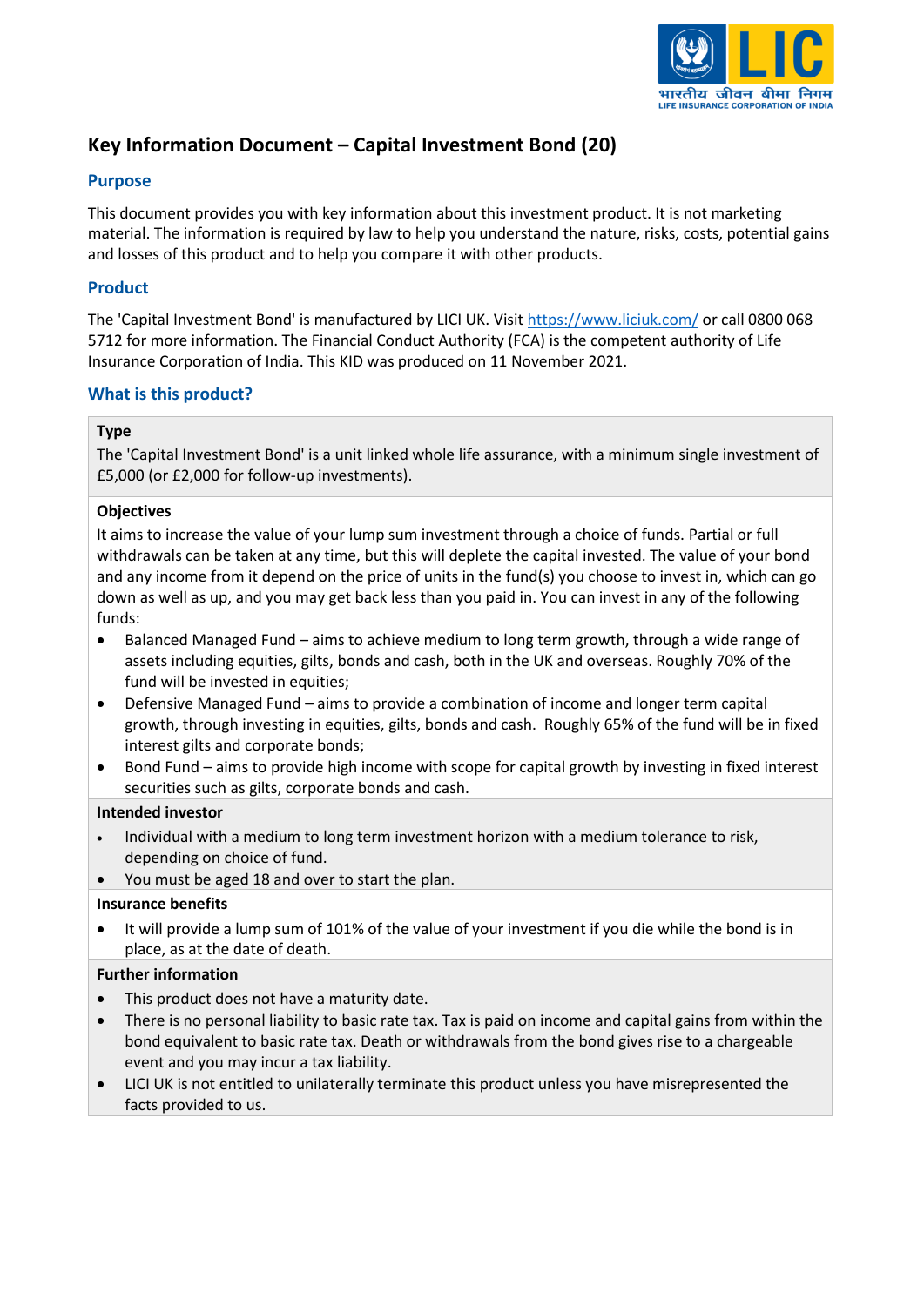# Key Information Document – Capital Investment Bond (20)

## Purpose

This document provides you with key information about this investment product. It is not marketing material. The information is required by law to help you understand the nature, risks, costs, potential gains and losses of this product and to help you compare it with other products.

## Product

The 'Capital Investment Bond' is manufactured by LICI UK. Visit https://www.liciuk.com/ or call 0800 068 5712 for more information. The Financial Conduct Authority (FCA) is the competent authority of Life Insurance Corporation of India. This KID was produced on 11 November 2021.

## What is this product?

**Type**

The 'Capital Investment Bond' is a unit linked whole life assurance, with a minimum single investment of £5,000 (or £2,000 for follow-up investments).

**Objectives**

It aims to increase the value of your lump sum investment through a choice of funds. Partial or full withdrawals can be taken at any time, but this will deplete the capital invested. The value of your bond and any income from it depend on the price of units in the fund(s) you choose to invest in, which can go down as well as up, and you may get back less than you paid in. You can invest in any of the following funds:

- Balanced Managed Fund – aims to achieve medium to long term growth, through a wide range of assets including equities, gilts, bonds and cash, both in the UK and overseas. Roughly 70% of the fund will be invested in equities;
- Defensive Managed Fund – aims to provide a combination of income and longer term capital growth, through investing in equities, gilts, bonds and cash. Roughly 65% of the fund will be in fixed interest gilts and corporate bonds;
- Bond Fund – aims to provide high income with scope for capital growth by investing in fixed interest securities such as gilts, corporate bonds and cash.

**Intended investor**

- Individual with a medium to long term investment horizon with a medium tolerance to risk, depending on choice of fund.
- You must be aged 18 and over to start the plan.

**Insurance benefits**

- It will provide a lump sum of 101% of the value of your investment if you die while the bond is in place, as at the date of death.

**Further information**

- This product does not have a maturity date.
- There is no personal liability to basic rate tax. Tax is paid on income and capital gains from within the bond equivalent to basic rate tax. Death or withdrawals from the bond gives rise to a chargeable event and you may incur a tax liability.
- LICI UK is not entitled to unilaterally terminate this product unless you have misrepresented the facts provided to us.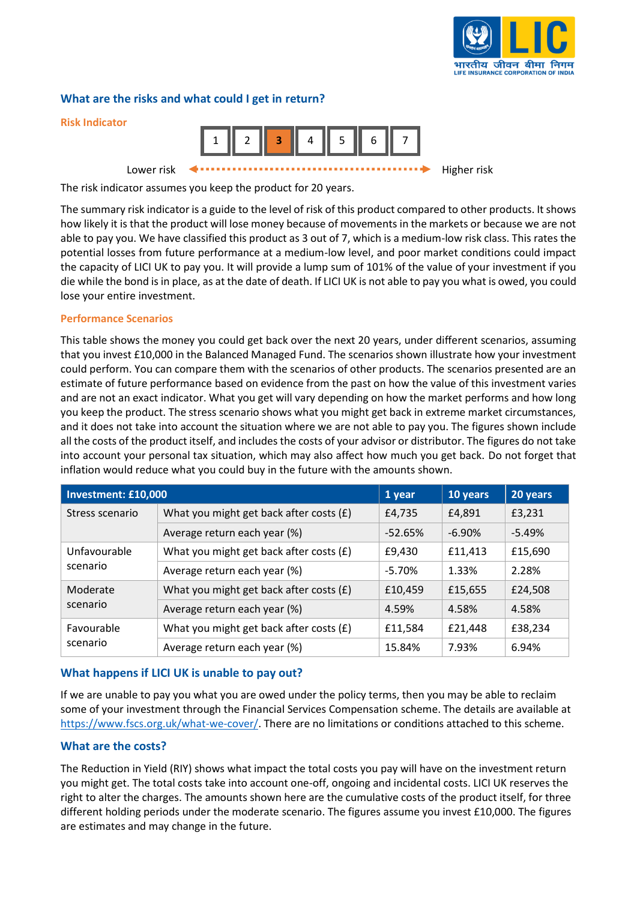## What are the risks and what could I get in return?

**Risk Indicator**

| 1 | 2 | **3** | 4 | 5 | 6 | 7 |
|---|---|---|---|---|---|---|

Lower risk ◄·································► Higher risk

The risk indicator assumes you keep the product for 20 years.

The summary risk indicator is a guide to the level of risk of this product compared to other products. It shows how likely it is that the product will lose money because of movements in the markets or because we are not able to pay you. We have classified this product as 3 out of 7, which is a medium-low risk class. This rates the potential losses from future performance at a medium-low level, and poor market conditions could impact the capacity of LICI UK to pay you. It will provide a lump sum of 101% of the value of your investment if you die while the bond is in place, as at the date of death. If LICI UK is not able to pay you what is owed, you could lose your entire investment.

**Performance Scenarios**

This table shows the money you could get back over the next 20 years, under different scenarios, assuming that you invest £10,000 in the Balanced Managed Fund. The scenarios shown illustrate how your investment could perform. You can compare them with the scenarios of other products. The scenarios presented are an estimate of future performance based on evidence from the past on how the value of this investment varies and are not an exact indicator. What you get will vary depending on how the market performs and how long you keep the product. The stress scenario shows what you might get back in extreme market circumstances, and it does not take into account the situation where we are not able to pay you. The figures shown include all the costs of the product itself, and includes the costs of your advisor or distributor. The figures do not take into account your personal tax situation, which may also affect how much you get back. Do not forget that inflation would reduce what you could buy in the future with the amounts shown.

| Investment: £10,000 | | 1 year | 10 years | 20 years |
|---|---|---|---|---|
| Stress scenario | What you might get back after costs (£) | £4,735 | £4,891 | £3,231 |
| | Average return each year (%) | -52.65% | -6.90% | -5.49% |
| Unfavourable scenario | What you might get back after costs (£) | £9,430 | £11,413 | £15,690 |
| | Average return each year (%) | -5.70% | 1.33% | 2.28% |
| Moderate scenario | What you might get back after costs (£) | £10,459 | £15,655 | £24,508 |
| | Average return each year (%) | 4.59% | 4.58% | 4.58% |
| Favourable scenario | What you might get back after costs (£) | £11,584 | £21,448 | £38,234 |
| | Average return each year (%) | 15.84% | 7.93% | 6.94% |

## What happens if LICI UK is unable to pay out?

If we are unable to pay you what you are owed under the policy terms, then you may be able to reclaim some of your investment through the Financial Services Compensation scheme. The details are available at https://www.fscs.org.uk/what-we-cover/. There are no limitations or conditions attached to this scheme.

## What are the costs?

The Reduction in Yield (RIY) shows what impact the total costs you pay will have on the investment return you might get. The total costs take into account one-off, ongoing and incidental costs. LICI UK reserves the right to alter the charges. The amounts shown here are the cumulative costs of the product itself, for three different holding periods under the moderate scenario. The figures assume you invest £10,000. The figures are estimates and may change in the future.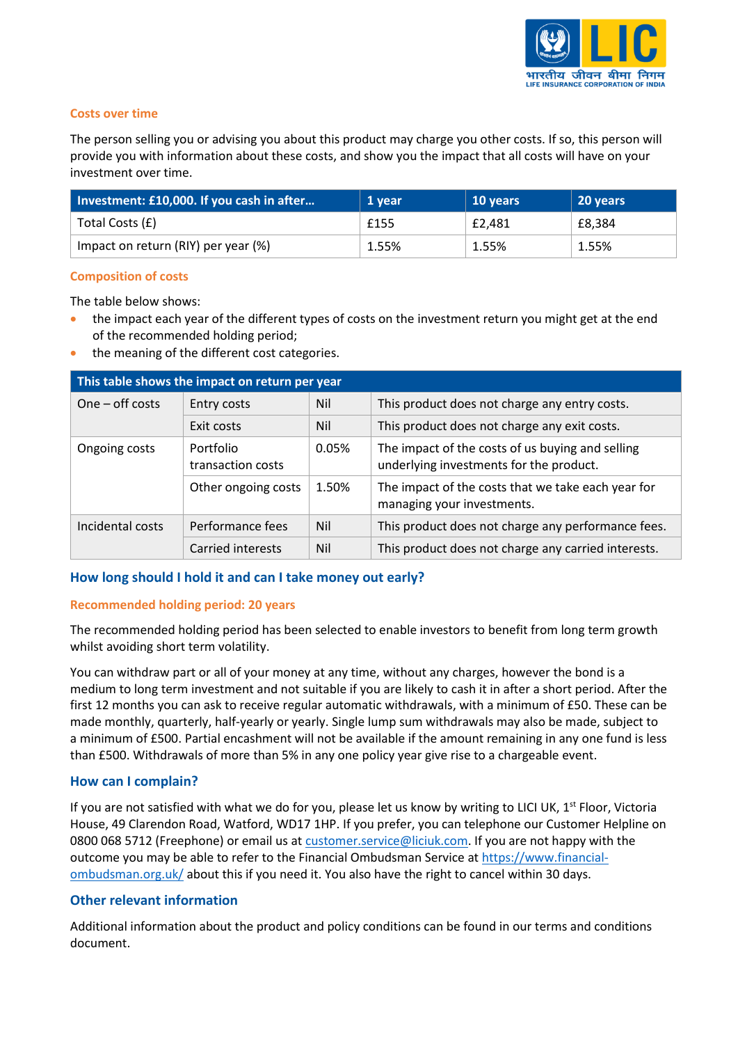### Costs over time

The person selling you or advising you about this product may charge you other costs. If so, this person will provide you with information about these costs, and show you the impact that all costs will have on your investment over time.

| Investment: £10,000. If you cash in after… | 1 year | 10 years | 20 years |
|---|---|---|---|
| Total Costs (£) | £155 | £2,481 | £8,384 |
| Impact on return (RIY) per year (%) | 1.55% | 1.55% | 1.55% |

### Composition of costs

The table below shows:

- the impact each year of the different types of costs on the investment return you might get at the end of the recommended holding period;
- the meaning of the different cost categories.

| This table shows the impact on return per year | | | |
|---|---|---|---|
| One – off costs | Entry costs | Nil | This product does not charge any entry costs. |
| | Exit costs | Nil | This product does not charge any exit costs. |
| Ongoing costs | Portfolio transaction costs | 0.05% | The impact of the costs of us buying and selling underlying investments for the product. |
| | Other ongoing costs | 1.50% | The impact of the costs that we take each year for managing your investments. |
| Incidental costs | Performance fees | Nil | This product does not charge any performance fees. |
| | Carried interests | Nil | This product does not charge any carried interests. |

## How long should I hold it and can I take money out early?

### Recommended holding period: 20 years

The recommended holding period has been selected to enable investors to benefit from long term growth whilst avoiding short term volatility.

You can withdraw part or all of your money at any time, without any charges, however the bond is a medium to long term investment and not suitable if you are likely to cash it in after a short period. After the first 12 months you can ask to receive regular automatic withdrawals, with a minimum of £50. These can be made monthly, quarterly, half-yearly or yearly. Single lump sum withdrawals may also be made, subject to a minimum of £500. Partial encashment will not be available if the amount remaining in any one fund is less than £500. Withdrawals of more than 5% in any one policy year give rise to a chargeable event.

## How can I complain?

If you are not satisfied with what we do for you, please let us know by writing to LICI UK, 1st Floor, Victoria House, 49 Clarendon Road, Watford, WD17 1HP. If you prefer, you can telephone our Customer Helpline on 0800 068 5712 (Freephone) or email us at customer.service@liciuk.com. If you are not happy with the outcome you may be able to refer to the Financial Ombudsman Service at https://www.financial-ombudsman.org.uk/ about this if you need it. You also have the right to cancel within 30 days.

## Other relevant information

Additional information about the product and policy conditions can be found in our terms and conditions document.